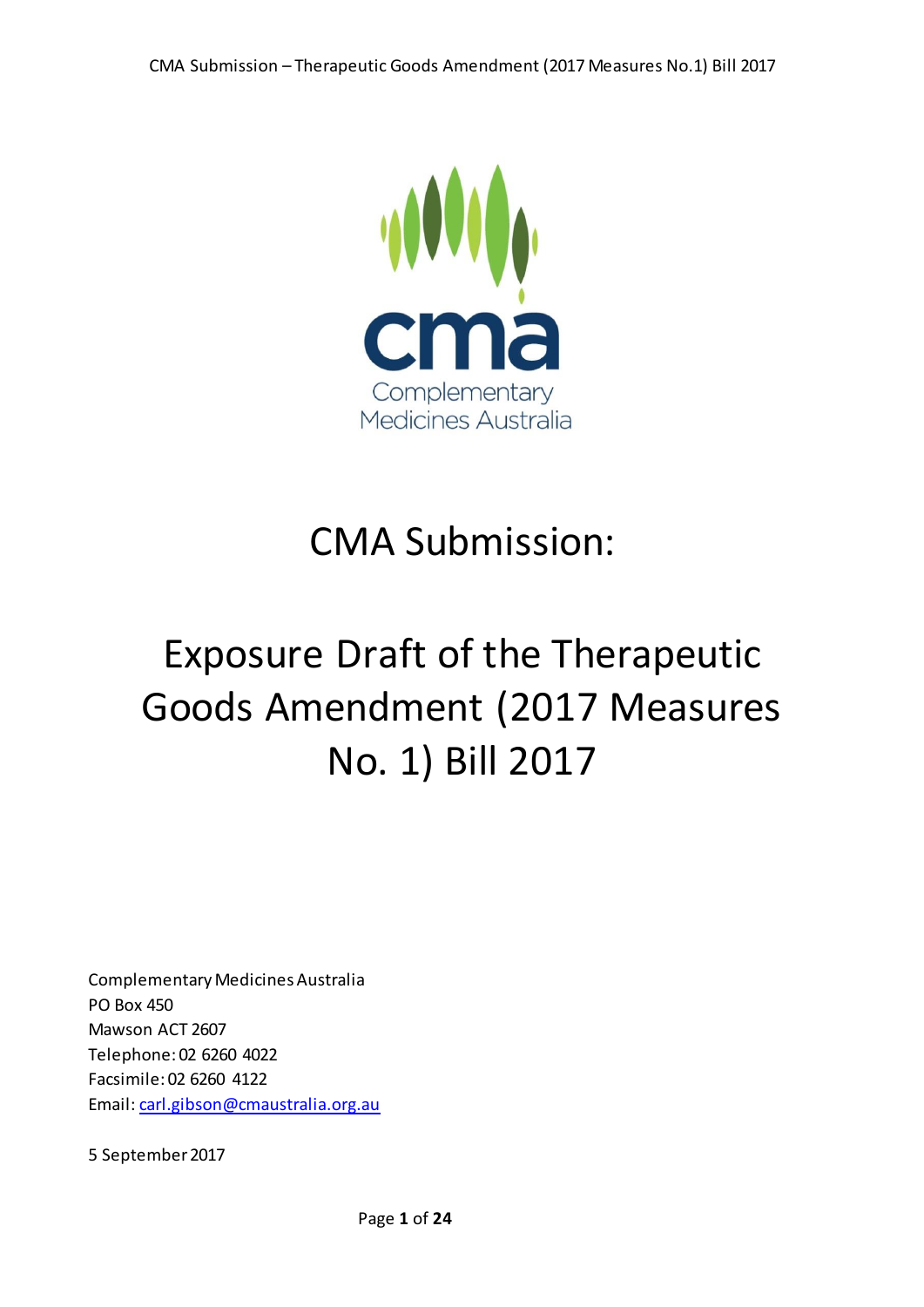cma

Complementary Medicines Australia

# CMA Submission:

# Exposure Draft of the Therapeutic Goods Amendment (2017 Measures No. 1) Bill 2017

Complementary Medicines Australia
PO Box 450
Mawson ACT 2607
Telephone: 02 6260 4022
Facsimile: 02 6260 4122
Email: carl.gibson@cmaustralia.org.au

5 September 2017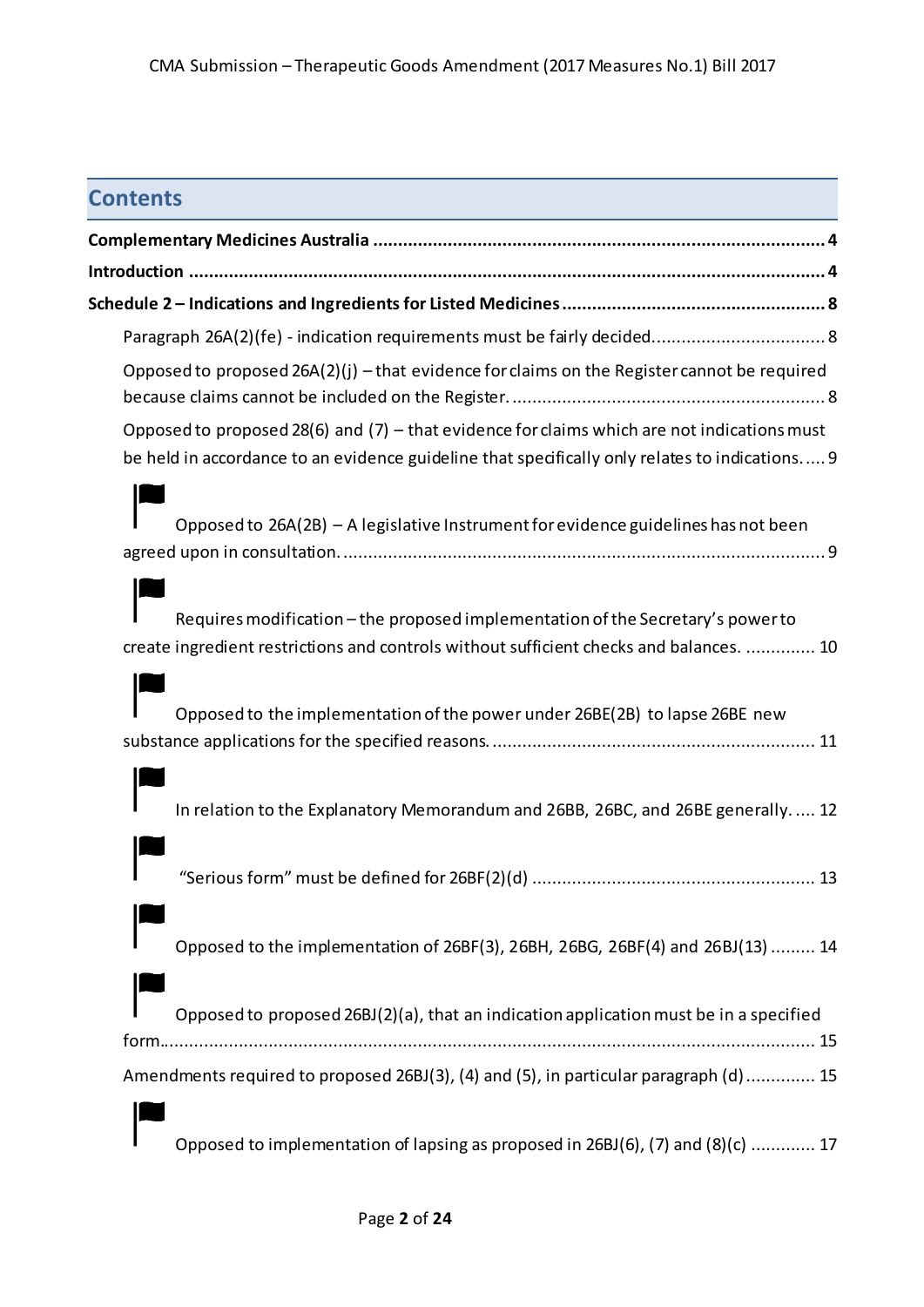## Contents

**Complementary Medicines Australia ............................................................................................ 4**

**Introduction ................................................................................................................................ 4**

**Schedule 2 – Indications and Ingredients for Listed Medicines ..................................................... 8**

Paragraph 26A(2)(fe) - indication requirements must be fairly decided.................................. 8

Opposed to proposed 26A(2)(j) – that evidence for claims on the Register cannot be required because claims cannot be included on the Register. .............................................................. 8

Opposed to proposed 28(6) and (7) – that evidence for claims which are not indications must be held in accordance to an evidence guideline that specifically only relates to indications. .... 9

Opposed to 26A(2B) – A legislative Instrument for evidence guidelines has not been agreed upon in consultation. .................................................................................................. 9

Requires modification – the proposed implementation of the Secretary's power to create ingredient restrictions and controls without sufficient checks and balances. .............. 10

Opposed to the implementation of the power under 26BE(2B) to lapse 26BE new substance applications for the specified reasons. ................................................................. 11

In relation to the Explanatory Memorandum and 26BB, 26BC, and 26BE generally. .... 12

"Serious form" must be defined for 26BF(2)(d) ........................................................ 13

Opposed to the implementation of 26BF(3), 26BH, 26BG, 26BF(4) and 26BJ(13) ......... 14

Opposed to proposed 26BJ(2)(a), that an indication application must be in a specified form.................................................................................................................................... 15

Amendments required to proposed 26BJ(3), (4) and (5), in particular paragraph (d) .............. 15

Opposed to implementation of lapsing as proposed in 26BJ(6), (7) and (8)(c) ............. 17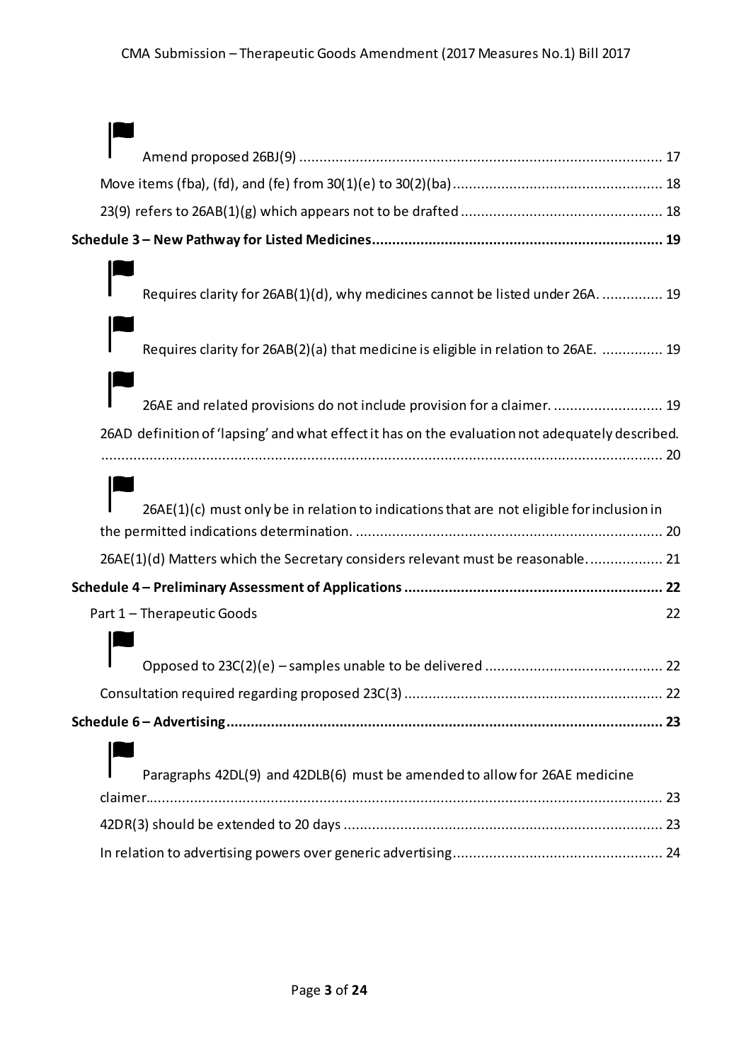- Amend proposed 26BJ(9) ........................................................................................ 17
- Move items (fba), (fd), and (fe) from 30(1)(e) to 30(2)(ba) ................................................... 18
- 23(9) refers to 26AB(1)(g) which appears not to be drafted ................................................. 18

**Schedule 3 – New Pathway for Listed Medicines ...................................................................... 19**

- Requires clarity for 26AB(1)(d), why medicines cannot be listed under 26A. ............... 19
- Requires clarity for 26AB(2)(a) that medicine is eligible in relation to 26AE. ............... 19
- 26AE and related provisions do not include provision for a claimer. ........................... 19
- 26AD definition of 'lapsing' and what effect it has on the evaluation not adequately described. .......................................................................................................................... 20
- 26AE(1)(c) must only be in relation to indications that are not eligible for inclusion in the permitted indications determination. ........................................................................... 20
- 26AE(1)(d) Matters which the Secretary considers relevant must be reasonable. .................. 21

**Schedule 4 – Preliminary Assessment of Applications ............................................................... 22**

Part 1 – Therapeutic Goods 22

- Opposed to 23C(2)(e) – samples unable to be delivered ........................................... 22
- Consultation required regarding proposed 23C(3) ............................................................... 22

**Schedule 6 – Advertising ........................................................................................................... 23**

- Paragraphs 42DL(9) and 42DLB(6) must be amended to allow for 26AE medicine claimer................................................................................................................................ 23
- 42DR(3) should be extended to 20 days .............................................................................. 23
- In relation to advertising powers over generic advertising .................................................... 24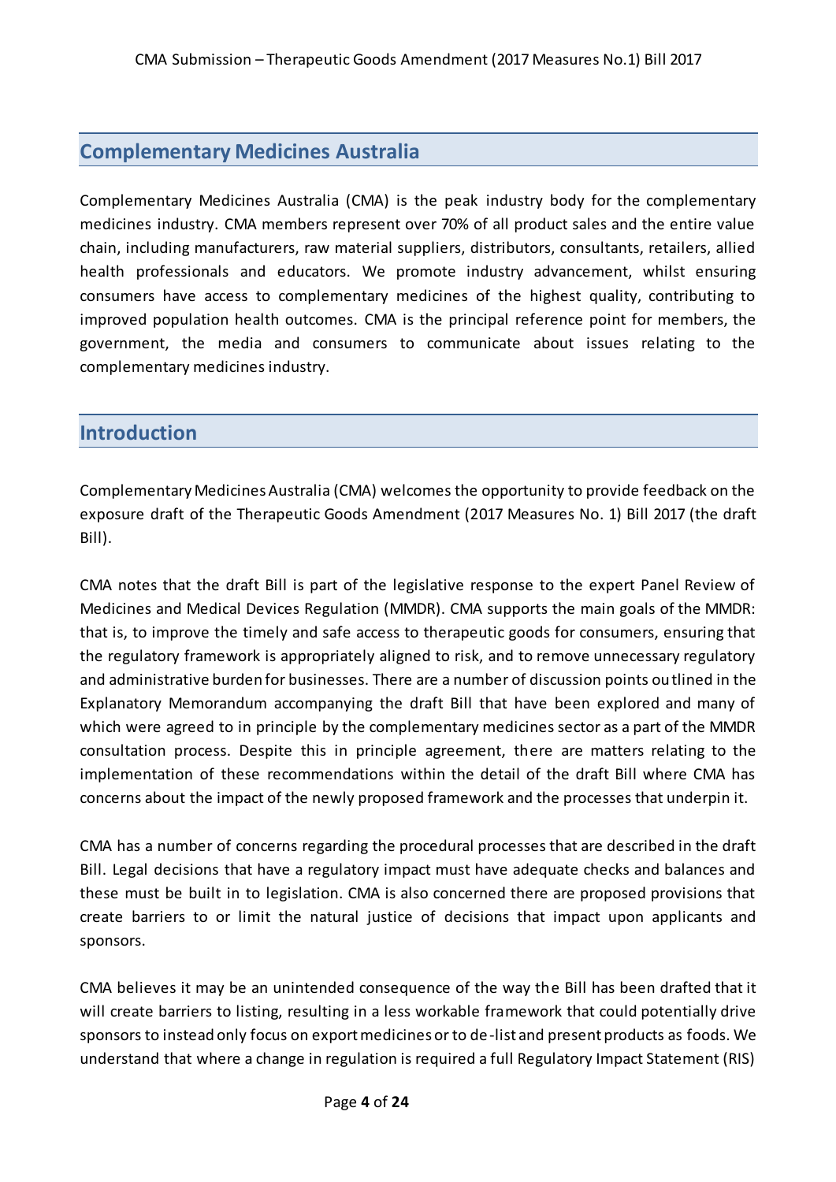## Complementary Medicines Australia

Complementary Medicines Australia (CMA) is the peak industry body for the complementary medicines industry. CMA members represent over 70% of all product sales and the entire value chain, including manufacturers, raw material suppliers, distributors, consultants, retailers, allied health professionals and educators. We promote industry advancement, whilst ensuring consumers have access to complementary medicines of the highest quality, contributing to improved population health outcomes. CMA is the principal reference point for members, the government, the media and consumers to communicate about issues relating to the complementary medicines industry.

## Introduction

Complementary Medicines Australia (CMA) welcomes the opportunity to provide feedback on the exposure draft of the Therapeutic Goods Amendment (2017 Measures No. 1) Bill 2017 (the draft Bill).

CMA notes that the draft Bill is part of the legislative response to the expert Panel Review of Medicines and Medical Devices Regulation (MMDR). CMA supports the main goals of the MMDR: that is, to improve the timely and safe access to therapeutic goods for consumers, ensuring that the regulatory framework is appropriately aligned to risk, and to remove unnecessary regulatory and administrative burden for businesses. There are a number of discussion points outlined in the Explanatory Memorandum accompanying the draft Bill that have been explored and many of which were agreed to in principle by the complementary medicines sector as a part of the MMDR consultation process. Despite this in principle agreement, there are matters relating to the implementation of these recommendations within the detail of the draft Bill where CMA has concerns about the impact of the newly proposed framework and the processes that underpin it.

CMA has a number of concerns regarding the procedural processes that are described in the draft Bill. Legal decisions that have a regulatory impact must have adequate checks and balances and these must be built in to legislation. CMA is also concerned there are proposed provisions that create barriers to or limit the natural justice of decisions that impact upon applicants and sponsors.

CMA believes it may be an unintended consequence of the way the Bill has been drafted that it will create barriers to listing, resulting in a less workable framework that could potentially drive sponsors to instead only focus on export medicines or to de-list and present products as foods. We understand that where a change in regulation is required a full Regulatory Impact Statement (RIS)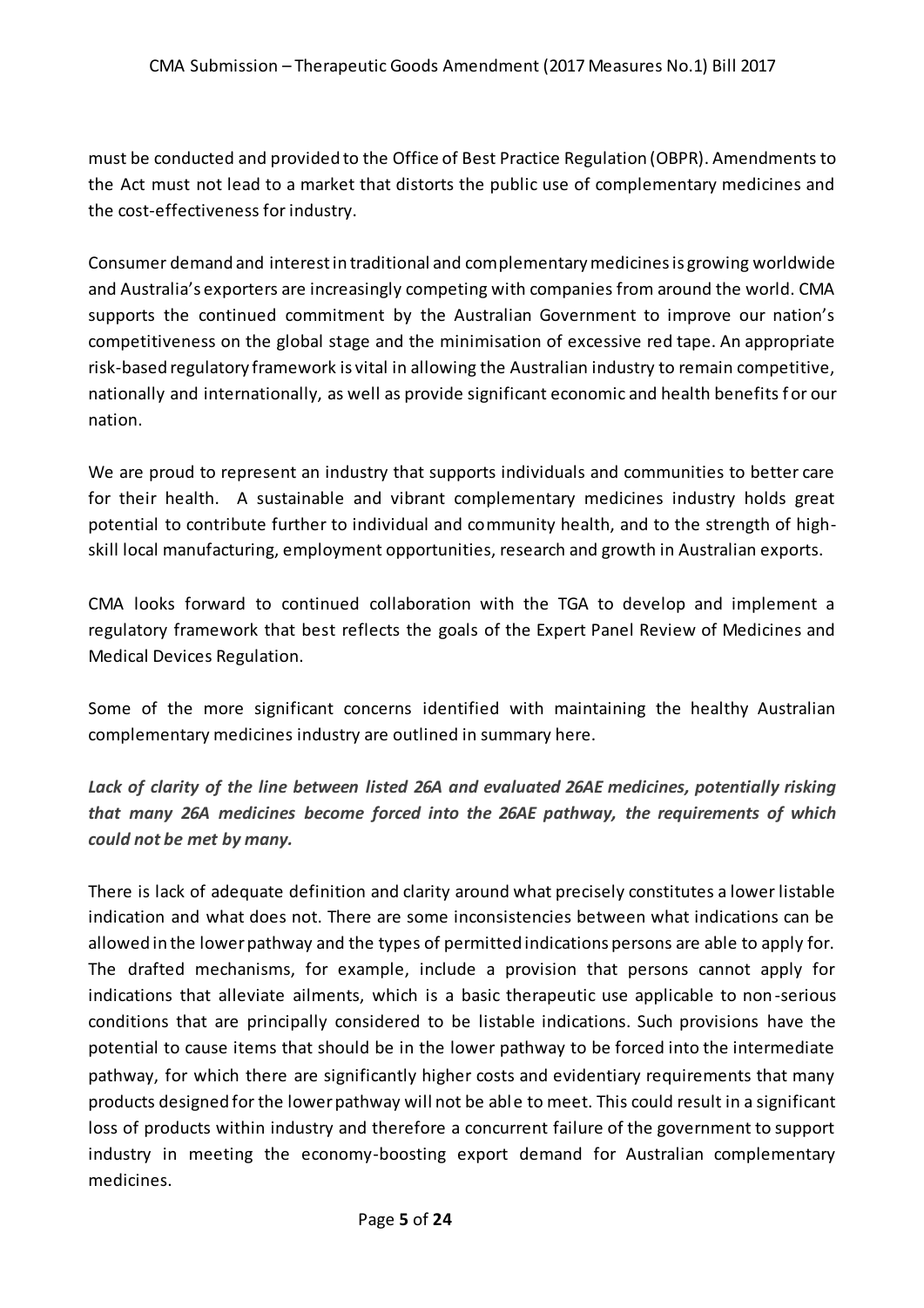must be conducted and provided to the Office of Best Practice Regulation (OBPR). Amendments to the Act must not lead to a market that distorts the public use of complementary medicines and the cost-effectiveness for industry.

Consumer demand and interest in traditional and complementary medicines is growing worldwide and Australia's exporters are increasingly competing with companies from around the world. CMA supports the continued commitment by the Australian Government to improve our nation's competitiveness on the global stage and the minimisation of excessive red tape. An appropriate risk-based regulatory framework is vital in allowing the Australian industry to remain competitive, nationally and internationally, as well as provide significant economic and health benefits for our nation.

We are proud to represent an industry that supports individuals and communities to better care for their health. A sustainable and vibrant complementary medicines industry holds great potential to contribute further to individual and community health, and to the strength of high-skill local manufacturing, employment opportunities, research and growth in Australian exports.

CMA looks forward to continued collaboration with the TGA to develop and implement a regulatory framework that best reflects the goals of the Expert Panel Review of Medicines and Medical Devices Regulation.

Some of the more significant concerns identified with maintaining the healthy Australian complementary medicines industry are outlined in summary here.

***Lack of clarity of the line between listed 26A and evaluated 26AE medicines, potentially risking that many 26A medicines become forced into the 26AE pathway, the requirements of which could not be met by many.***

There is lack of adequate definition and clarity around what precisely constitutes a lower listable indication and what does not. There are some inconsistencies between what indications can be allowed in the lower pathway and the types of permitted indications persons are able to apply for. The drafted mechanisms, for example, include a provision that persons cannot apply for indications that alleviate ailments, which is a basic therapeutic use applicable to non-serious conditions that are principally considered to be listable indications. Such provisions have the potential to cause items that should be in the lower pathway to be forced into the intermediate pathway, for which there are significantly higher costs and evidentiary requirements that many products designed for the lower pathway will not be able to meet. This could result in a significant loss of products within industry and therefore a concurrent failure of the government to support industry in meeting the economy-boosting export demand for Australian complementary medicines.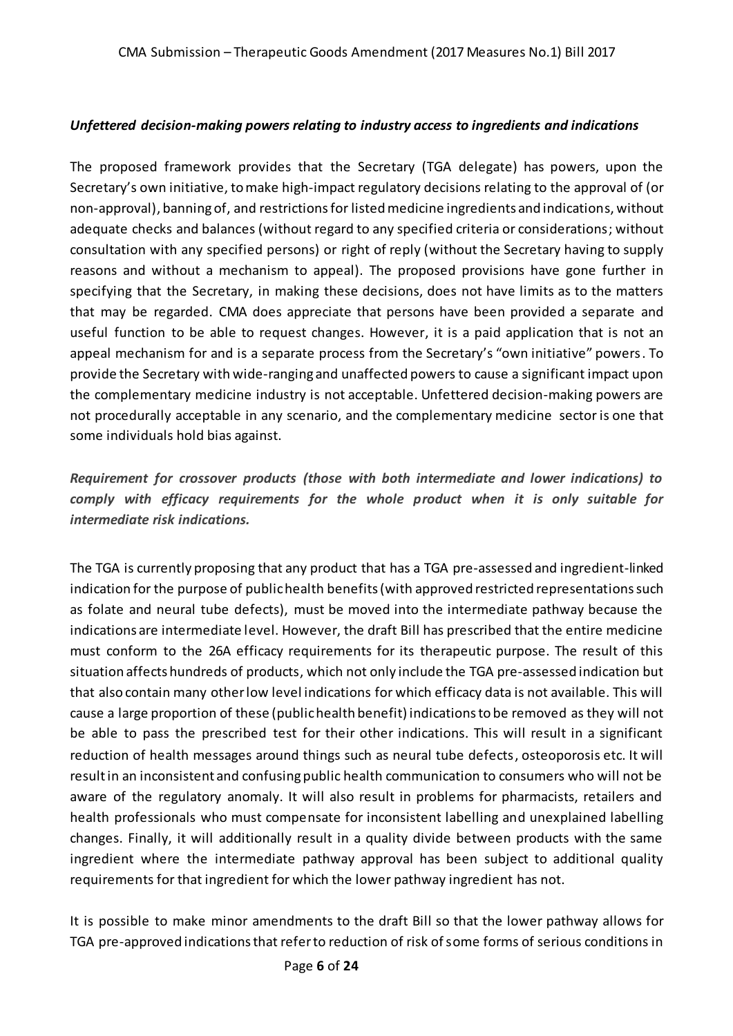***Unfettered decision-making powers relating to industry access to ingredients and indications***

The proposed framework provides that the Secretary (TGA delegate) has powers, upon the Secretary's own initiative, to make high-impact regulatory decisions relating to the approval of (or non-approval), banning of, and restrictions for listed medicine ingredients and indications, without adequate checks and balances (without regard to any specified criteria or considerations; without consultation with any specified persons) or right of reply (without the Secretary having to supply reasons and without a mechanism to appeal). The proposed provisions have gone further in specifying that the Secretary, in making these decisions, does not have limits as to the matters that may be regarded. CMA does appreciate that persons have been provided a separate and useful function to be able to request changes. However, it is a paid application that is not an appeal mechanism for and is a separate process from the Secretary's "own initiative" powers. To provide the Secretary with wide-ranging and unaffected powers to cause a significant impact upon the complementary medicine industry is not acceptable. Unfettered decision-making powers are not procedurally acceptable in any scenario, and the complementary medicine sector is one that some individuals hold bias against.

***Requirement for crossover products (those with both intermediate and lower indications) to comply with efficacy requirements for the whole product when it is only suitable for intermediate risk indications.***

The TGA is currently proposing that any product that has a TGA pre-assessed and ingredient-linked indication for the purpose of public health benefits (with approved restricted representations such as folate and neural tube defects), must be moved into the intermediate pathway because the indications are intermediate level. However, the draft Bill has prescribed that the entire medicine must conform to the 26A efficacy requirements for its therapeutic purpose. The result of this situation affects hundreds of products, which not only include the TGA pre-assessed indication but that also contain many other low level indications for which efficacy data is not available. This will cause a large proportion of these (public health benefit) indications to be removed as they will not be able to pass the prescribed test for their other indications. This will result in a significant reduction of health messages around things such as neural tube defects, osteoporosis etc. It will result in an inconsistent and confusing public health communication to consumers who will not be aware of the regulatory anomaly. It will also result in problems for pharmacists, retailers and health professionals who must compensate for inconsistent labelling and unexplained labelling changes. Finally, it will additionally result in a quality divide between products with the same ingredient where the intermediate pathway approval has been subject to additional quality requirements for that ingredient for which the lower pathway ingredient has not.

It is possible to make minor amendments to the draft Bill so that the lower pathway allows for TGA pre-approved indications that refer to reduction of risk of some forms of serious conditions in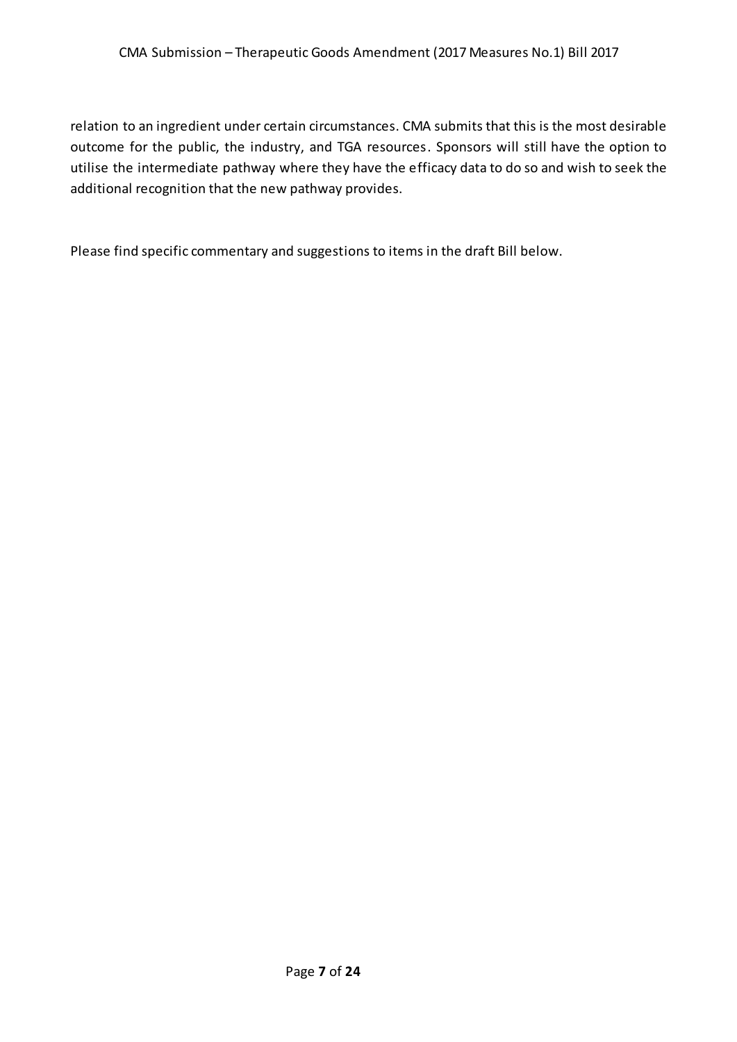relation to an ingredient under certain circumstances. CMA submits that this is the most desirable outcome for the public, the industry, and TGA resources. Sponsors will still have the option to utilise the intermediate pathway where they have the efficacy data to do so and wish to seek the additional recognition that the new pathway provides.

Please find specific commentary and suggestions to items in the draft Bill below.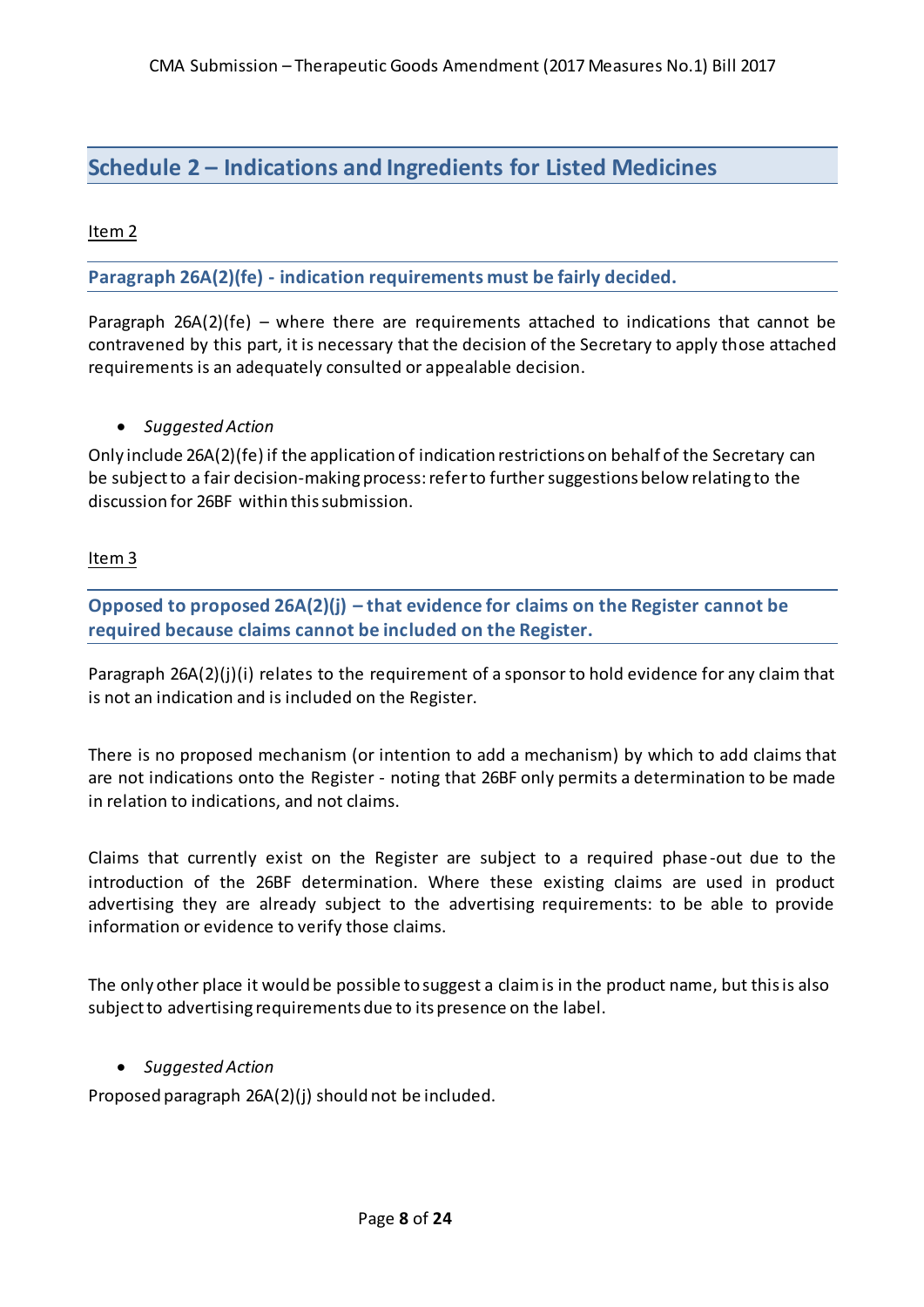## Schedule 2 – Indications and Ingredients for Listed Medicines

<u>Item 2</u>

### Paragraph 26A(2)(fe) - indication requirements must be fairly decided.

Paragraph 26A(2)(fe) – where there are requirements attached to indications that cannot be contravened by this part, it is necessary that the decision of the Secretary to apply those attached requirements is an adequately consulted or appealable decision.

- *Suggested Action*

Only include 26A(2)(fe) if the application of indication restrictions on behalf of the Secretary can be subject to a fair decision-making process: refer to further suggestions below relating to the discussion for 26BF within this submission.

<u>Item 3</u>

### Opposed to proposed 26A(2)(j) – that evidence for claims on the Register cannot be required because claims cannot be included on the Register.

Paragraph 26A(2)(j)(i) relates to the requirement of a sponsor to hold evidence for any claim that is not an indication and is included on the Register.

There is no proposed mechanism (or intention to add a mechanism) by which to add claims that are not indications onto the Register - noting that 26BF only permits a determination to be made in relation to indications, and not claims.

Claims that currently exist on the Register are subject to a required phase-out due to the introduction of the 26BF determination. Where these existing claims are used in product advertising they are already subject to the advertising requirements: to be able to provide information or evidence to verify those claims.

The only other place it would be possible to suggest a claim is in the product name, but this is also subject to advertising requirements due to its presence on the label.

- *Suggested Action*

Proposed paragraph 26A(2)(j) should not be included.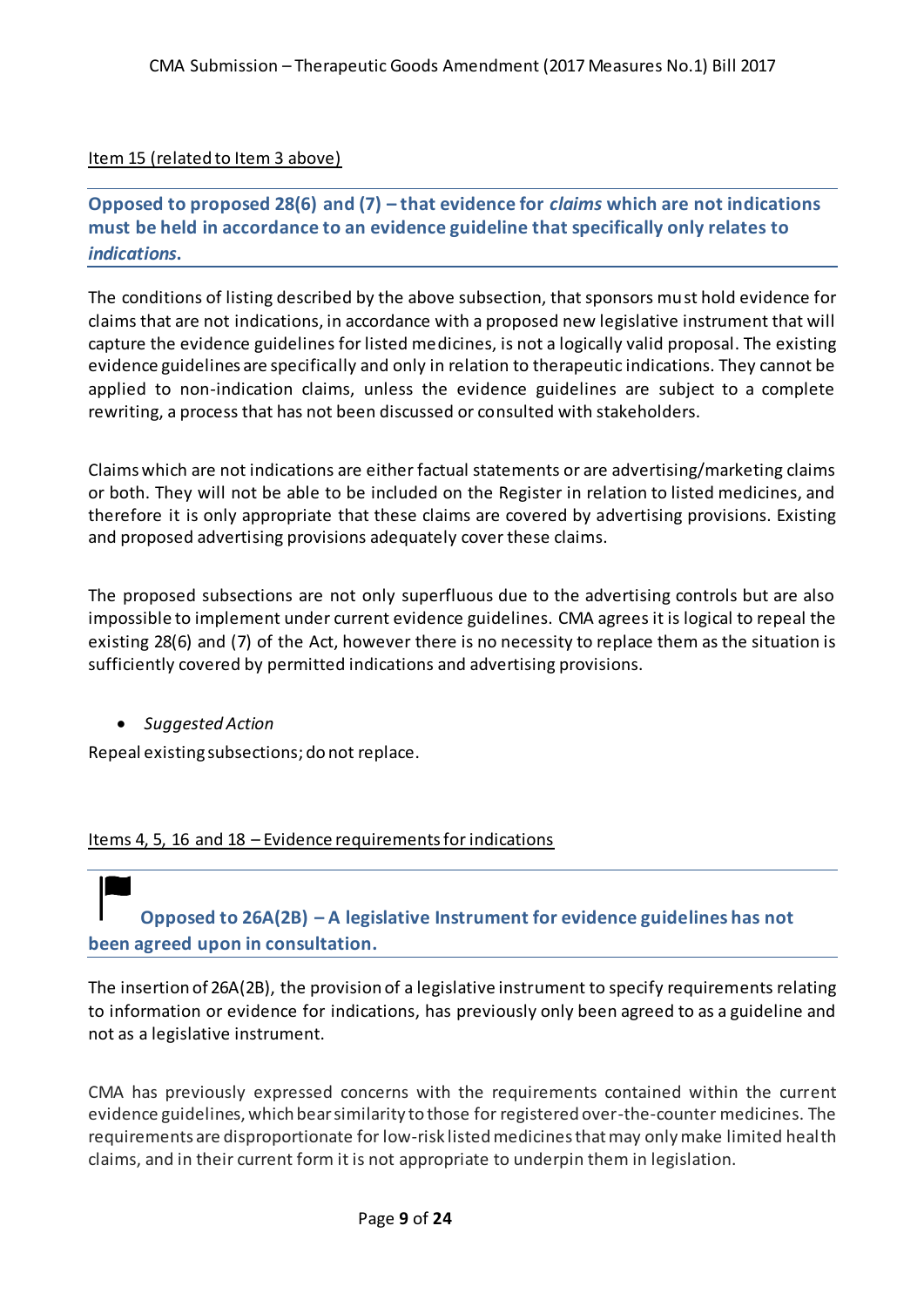Item 15 (related to Item 3 above)

### Opposed to proposed 28(6) and (7) – that evidence for *claims* which are not indications must be held in accordance to an evidence guideline that specifically only relates to *indications*.

The conditions of listing described by the above subsection, that sponsors must hold evidence for claims that are not indications, in accordance with a proposed new legislative instrument that will capture the evidence guidelines for listed medicines, is not a logically valid proposal. The existing evidence guidelines are specifically and only in relation to therapeutic indications. They cannot be applied to non-indication claims, unless the evidence guidelines are subject to a complete rewriting, a process that has not been discussed or consulted with stakeholders.

Claims which are not indications are either factual statements or are advertising/marketing claims or both. They will not be able to be included on the Register in relation to listed medicines, and therefore it is only appropriate that these claims are covered by advertising provisions. Existing and proposed advertising provisions adequately cover these claims.

The proposed subsections are not only superfluous due to the advertising controls but are also impossible to implement under current evidence guidelines. CMA agrees it is logical to repeal the existing 28(6) and (7) of the Act, however there is no necessity to replace them as the situation is sufficiently covered by permitted indications and advertising provisions.

- *Suggested Action*

Repeal existing subsections; do not replace.

Items 4, 5, 16 and 18 – Evidence requirements for indications

### Opposed to 26A(2B) – A legislative Instrument for evidence guidelines has not been agreed upon in consultation.

The insertion of 26A(2B), the provision of a legislative instrument to specify requirements relating to information or evidence for indications, has previously only been agreed to as a guideline and not as a legislative instrument.

CMA has previously expressed concerns with the requirements contained within the current evidence guidelines, which bear similarity to those for registered over-the-counter medicines. The requirements are disproportionate for low-risk listed medicines that may only make limited health claims, and in their current form it is not appropriate to underpin them in legislation.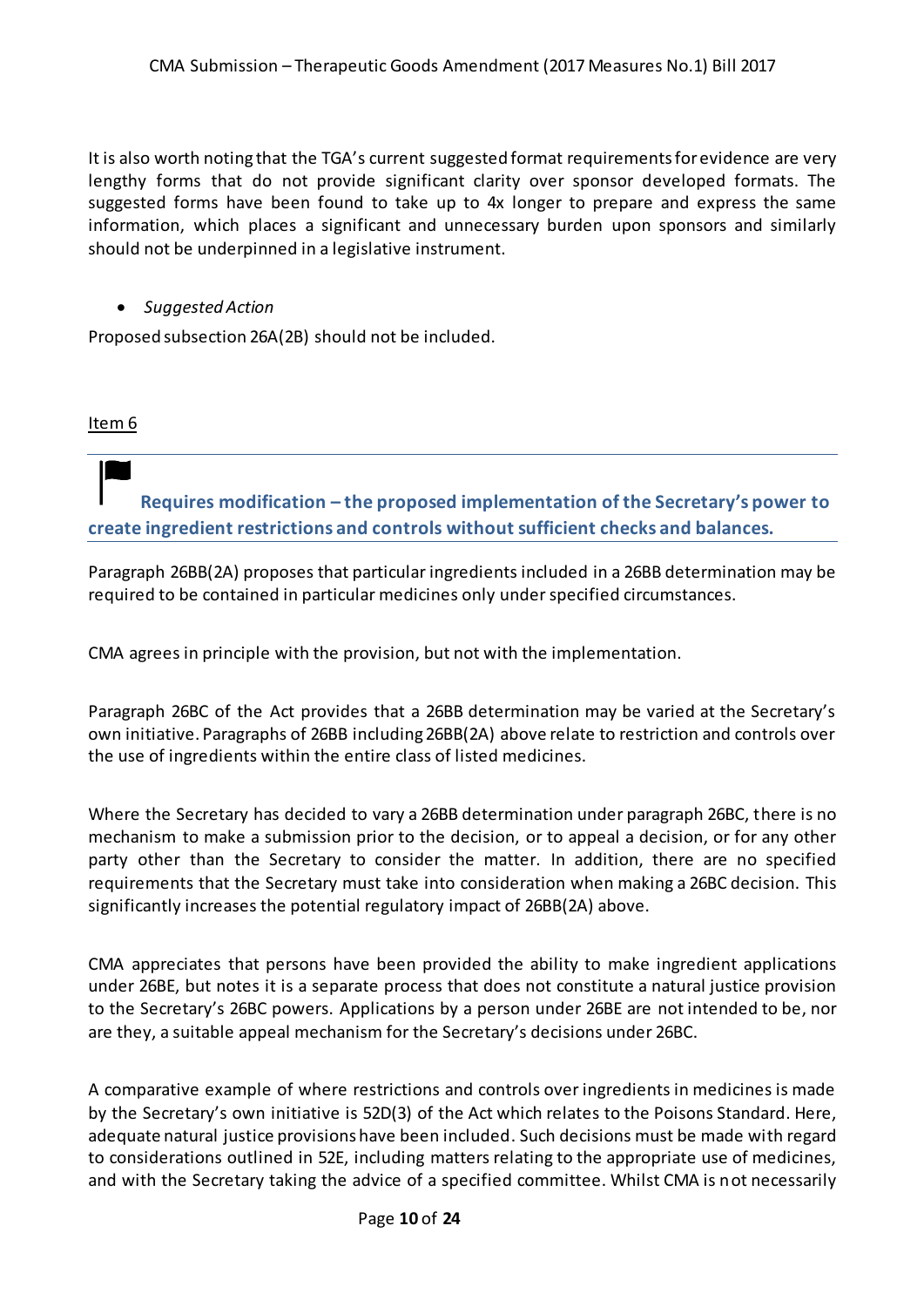It is also worth noting that the TGA's current suggested format requirements for evidence are very lengthy forms that do not provide significant clarity over sponsor developed formats. The suggested forms have been found to take up to 4x longer to prepare and express the same information, which places a significant and unnecessary burden upon sponsors and similarly should not be underpinned in a legislative instrument.

- *Suggested Action*

Proposed subsection 26A(2B) should not be included.

Item 6

---

**Requires modification – the proposed implementation of the Secretary's power to create ingredient restrictions and controls without sufficient checks and balances.**

---

Paragraph 26BB(2A) proposes that particular ingredients included in a 26BB determination may be required to be contained in particular medicines only under specified circumstances.

CMA agrees in principle with the provision, but not with the implementation.

Paragraph 26BC of the Act provides that a 26BB determination may be varied at the Secretary's own initiative. Paragraphs of 26BB including 26BB(2A) above relate to restriction and controls over the use of ingredients within the entire class of listed medicines.

Where the Secretary has decided to vary a 26BB determination under paragraph 26BC, there is no mechanism to make a submission prior to the decision, or to appeal a decision, or for any other party other than the Secretary to consider the matter. In addition, there are no specified requirements that the Secretary must take into consideration when making a 26BC decision. This significantly increases the potential regulatory impact of 26BB(2A) above.

CMA appreciates that persons have been provided the ability to make ingredient applications under 26BE, but notes it is a separate process that does not constitute a natural justice provision to the Secretary's 26BC powers. Applications by a person under 26BE are not intended to be, nor are they, a suitable appeal mechanism for the Secretary's decisions under 26BC.

A comparative example of where restrictions and controls over ingredients in medicines is made by the Secretary's own initiative is 52D(3) of the Act which relates to the Poisons Standard. Here, adequate natural justice provisions have been included. Such decisions must be made with regard to considerations outlined in 52E, including matters relating to the appropriate use of medicines, and with the Secretary taking the advice of a specified committee. Whilst CMA is not necessarily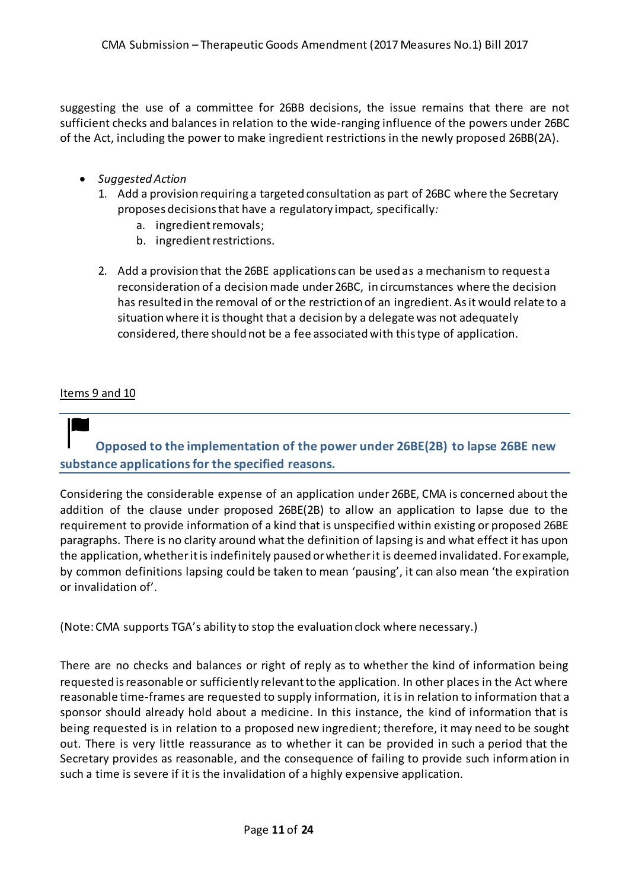suggesting the use of a committee for 26BB decisions, the issue remains that there are not sufficient checks and balances in relation to the wide-ranging influence of the powers under 26BC of the Act, including the power to make ingredient restrictions in the newly proposed 26BB(2A).

- *Suggested Action*
  1. Add a provision requiring a targeted consultation as part of 26BC where the Secretary proposes decisions that have a regulatory impact, specifically*:*
     a. ingredient removals;
     b. ingredient restrictions.
  2. Add a provision that the 26BE applications can be used as a mechanism to request a reconsideration of a decision made under 26BC, in circumstances where the decision has resulted in the removal of or the restriction of an ingredient. As it would relate to a situation where it is thought that a decision by a delegate was not adequately considered, there should not be a fee associated with this type of application.

Items 9 and 10

### Opposed to the implementation of the power under 26BE(2B) to lapse 26BE new substance applications for the specified reasons.

Considering the considerable expense of an application under 26BE, CMA is concerned about the addition of the clause under proposed 26BE(2B) to allow an application to lapse due to the requirement to provide information of a kind that is unspecified within existing or proposed 26BE paragraphs. There is no clarity around what the definition of lapsing is and what effect it has upon the application, whether it is indefinitely paused or whether it is deemed invalidated. For example, by common definitions lapsing could be taken to mean 'pausing', it can also mean 'the expiration or invalidation of'.

(Note: CMA supports TGA's ability to stop the evaluation clock where necessary.)

There are no checks and balances or right of reply as to whether the kind of information being requested is reasonable or sufficiently relevant to the application. In other places in the Act where reasonable time-frames are requested to supply information, it is in relation to information that a sponsor should already hold about a medicine. In this instance, the kind of information that is being requested is in relation to a proposed new ingredient; therefore, it may need to be sought out. There is very little reassurance as to whether it can be provided in such a period that the Secretary provides as reasonable, and the consequence of failing to provide such information in such a time is severe if it is the invalidation of a highly expensive application.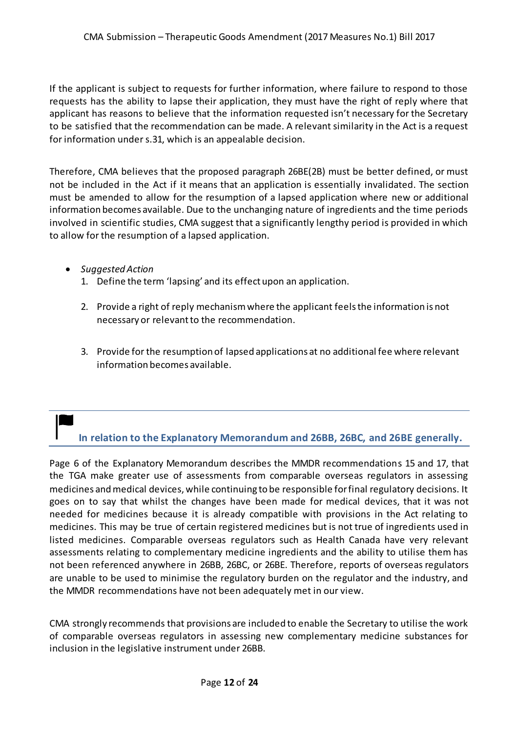If the applicant is subject to requests for further information, where failure to respond to those requests has the ability to lapse their application, they must have the right of reply where that applicant has reasons to believe that the information requested isn't necessary for the Secretary to be satisfied that the recommendation can be made. A relevant similarity in the Act is a request for information under s.31, which is an appealable decision.

Therefore, CMA believes that the proposed paragraph 26BE(2B) must be better defined, or must not be included in the Act if it means that an application is essentially invalidated. The section must be amended to allow for the resumption of a lapsed application where new or additional information becomes available. Due to the unchanging nature of ingredients and the time periods involved in scientific studies, CMA suggest that a significantly lengthy period is provided in which to allow for the resumption of a lapsed application.

- *Suggested Action*
  1. Define the term 'lapsing' and its effect upon an application.
  2. Provide a right of reply mechanism where the applicant feels the information is not necessary or relevant to the recommendation.
  3. Provide for the resumption of lapsed applications at no additional fee where relevant information becomes available.

## In relation to the Explanatory Memorandum and 26BB, 26BC, and 26BE generally.

Page 6 of the Explanatory Memorandum describes the MMDR recommendations 15 and 17, that the TGA make greater use of assessments from comparable overseas regulators in assessing medicines and medical devices, while continuing to be responsible for final regulatory decisions. It goes on to say that whilst the changes have been made for medical devices, that it was not needed for medicines because it is already compatible with provisions in the Act relating to medicines. This may be true of certain registered medicines but is not true of ingredients used in listed medicines. Comparable overseas regulators such as Health Canada have very relevant assessments relating to complementary medicine ingredients and the ability to utilise them has not been referenced anywhere in 26BB, 26BC, or 26BE. Therefore, reports of overseas regulators are unable to be used to minimise the regulatory burden on the regulator and the industry, and the MMDR recommendations have not been adequately met in our view.

CMA strongly recommends that provisions are included to enable the Secretary to utilise the work of comparable overseas regulators in assessing new complementary medicine substances for inclusion in the legislative instrument under 26BB.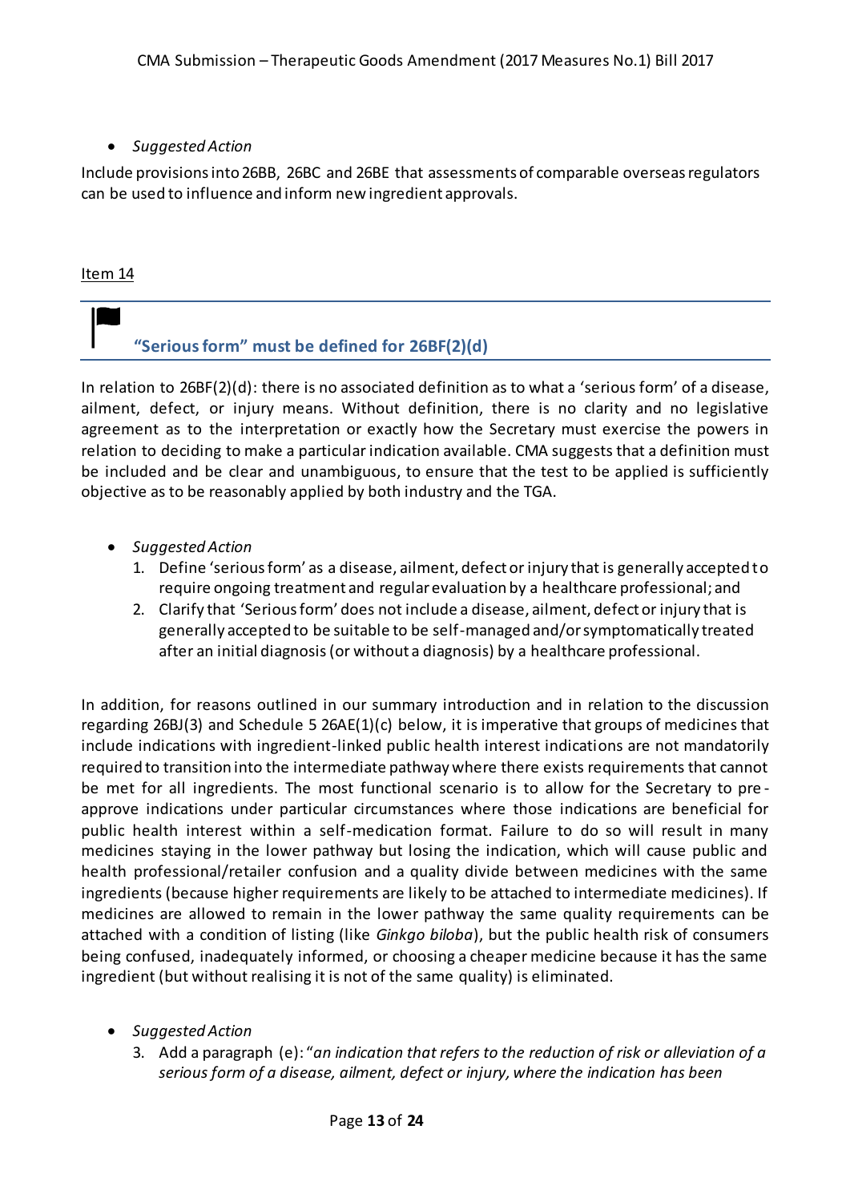- *Suggested Action*

Include provisions into 26BB, 26BC and 26BE that assessments of comparable overseas regulators can be used to influence and inform new ingredient approvals.

Item 14

### "Serious form" must be defined for 26BF(2)(d)

In relation to 26BF(2)(d): there is no associated definition as to what a 'serious form' of a disease, ailment, defect, or injury means. Without definition, there is no clarity and no legislative agreement as to the interpretation or exactly how the Secretary must exercise the powers in relation to deciding to make a particular indication available. CMA suggests that a definition must be included and be clear and unambiguous, to ensure that the test to be applied is sufficiently objective as to be reasonably applied by both industry and the TGA.

- *Suggested Action*
  1. Define 'serious form' as a disease, ailment, defect or injury that is generally accepted to require ongoing treatment and regular evaluation by a healthcare professional; and
  2. Clarify that 'Serious form' does not include a disease, ailment, defect or injury that is generally accepted to be suitable to be self-managed and/or symptomatically treated after an initial diagnosis (or without a diagnosis) by a healthcare professional.

In addition, for reasons outlined in our summary introduction and in relation to the discussion regarding 26BJ(3) and Schedule 5 26AE(1)(c) below, it is imperative that groups of medicines that include indications with ingredient-linked public health interest indications are not mandatorily required to transition into the intermediate pathway where there exists requirements that cannot be met for all ingredients. The most functional scenario is to allow for the Secretary to pre-approve indications under particular circumstances where those indications are beneficial for public health interest within a self-medication format. Failure to do so will result in many medicines staying in the lower pathway but losing the indication, which will cause public and health professional/retailer confusion and a quality divide between medicines with the same ingredients (because higher requirements are likely to be attached to intermediate medicines). If medicines are allowed to remain in the lower pathway the same quality requirements can be attached with a condition of listing (like *Ginkgo biloba*), but the public health risk of consumers being confused, inadequately informed, or choosing a cheaper medicine because it has the same ingredient (but without realising it is not of the same quality) is eliminated.

- *Suggested Action*
  3. Add a paragraph (e): "*an indication that refers to the reduction of risk or alleviation of a serious form of a disease, ailment, defect or injury, where the indication has been*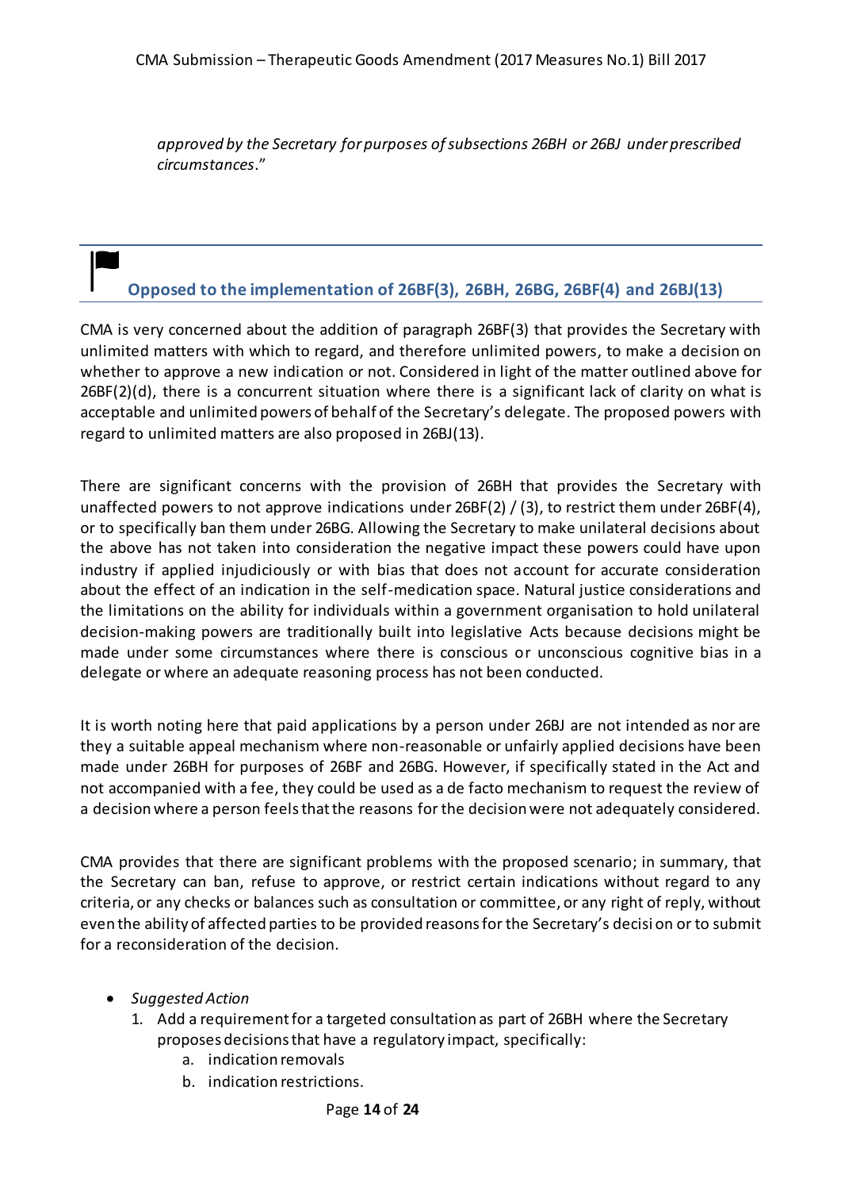*approved by the Secretary for purposes of subsections 26BH or 26BJ under prescribed circumstances*."

## Opposed to the implementation of 26BF(3), 26BH, 26BG, 26BF(4) and 26BJ(13)

CMA is very concerned about the addition of paragraph 26BF(3) that provides the Secretary with unlimited matters with which to regard, and therefore unlimited powers, to make a decision on whether to approve a new indication or not. Considered in light of the matter outlined above for 26BF(2)(d), there is a concurrent situation where there is a significant lack of clarity on what is acceptable and unlimited powers of behalf of the Secretary's delegate. The proposed powers with regard to unlimited matters are also proposed in 26BJ(13).

There are significant concerns with the provision of 26BH that provides the Secretary with unaffected powers to not approve indications under 26BF(2) / (3), to restrict them under 26BF(4), or to specifically ban them under 26BG. Allowing the Secretary to make unilateral decisions about the above has not taken into consideration the negative impact these powers could have upon industry if applied injudiciously or with bias that does not account for accurate consideration about the effect of an indication in the self-medication space. Natural justice considerations and the limitations on the ability for individuals within a government organisation to hold unilateral decision-making powers are traditionally built into legislative Acts because decisions might be made under some circumstances where there is conscious or unconscious cognitive bias in a delegate or where an adequate reasoning process has not been conducted.

It is worth noting here that paid applications by a person under 26BJ are not intended as nor are they a suitable appeal mechanism where non-reasonable or unfairly applied decisions have been made under 26BH for purposes of 26BF and 26BG. However, if specifically stated in the Act and not accompanied with a fee, they could be used as a de facto mechanism to request the review of a decision where a person feels that the reasons for the decision were not adequately considered.

CMA provides that there are significant problems with the proposed scenario; in summary, that the Secretary can ban, refuse to approve, or restrict certain indications without regard to any criteria, or any checks or balances such as consultation or committee, or any right of reply, without even the ability of affected parties to be provided reasons for the Secretary's decision or to submit for a reconsideration of the decision.

- *Suggested Action*
  1. Add a requirement for a targeted consultation as part of 26BH where the Secretary proposes decisions that have a regulatory impact, specifically:
     a. indication removals
     b. indication restrictions.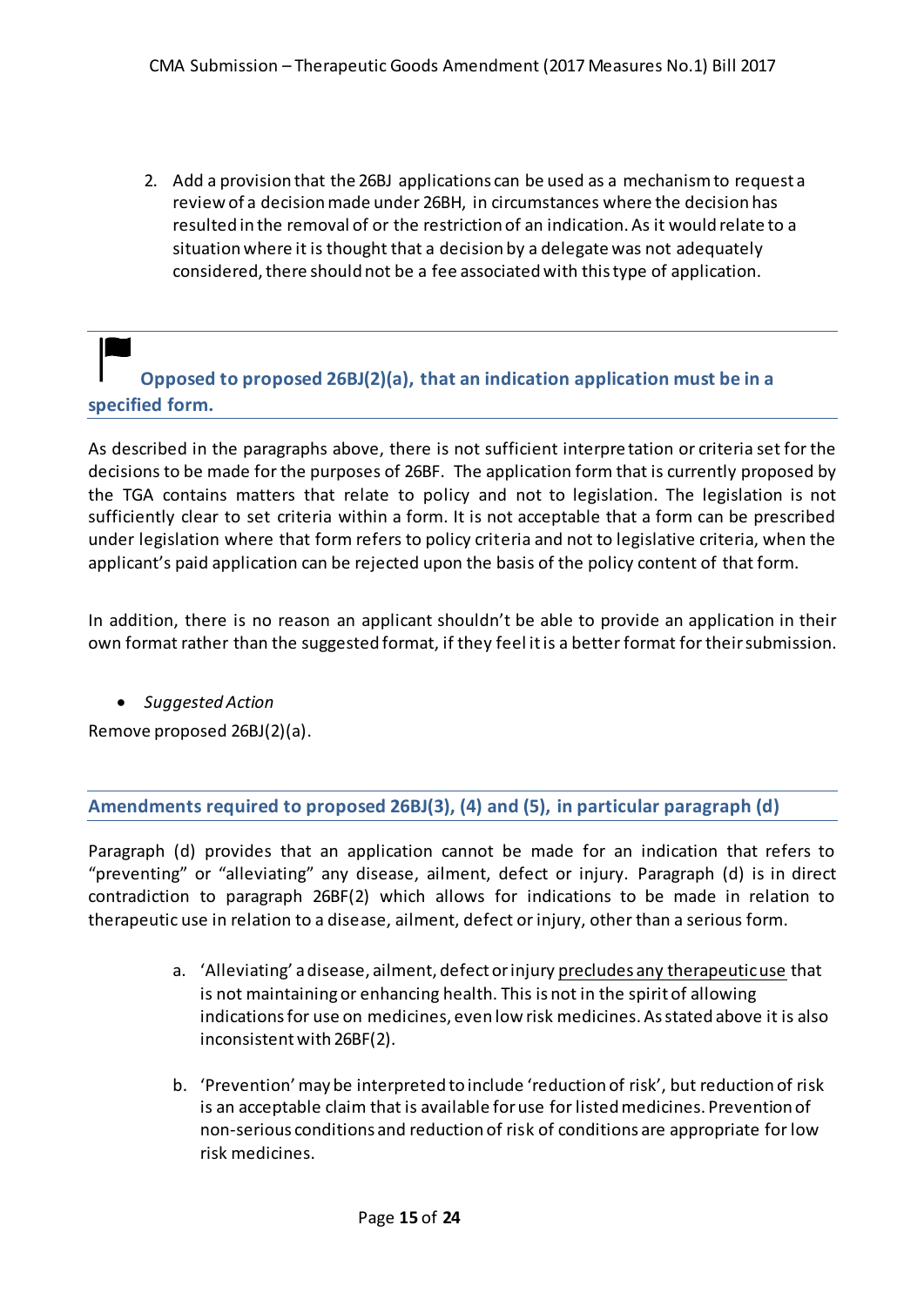2. Add a provision that the 26BJ applications can be used as a mechanism to request a review of a decision made under 26BH, in circumstances where the decision has resulted in the removal of or the restriction of an indication. As it would relate to a situation where it is thought that a decision by a delegate was not adequately considered, there should not be a fee associated with this type of application.

## Opposed to proposed 26BJ(2)(a), that an indication application must be in a specified form.

As described in the paragraphs above, there is not sufficient interpretation or criteria set for the decisions to be made for the purposes of 26BF. The application form that is currently proposed by the TGA contains matters that relate to policy and not to legislation. The legislation is not sufficiently clear to set criteria within a form. It is not acceptable that a form can be prescribed under legislation where that form refers to policy criteria and not to legislative criteria, when the applicant's paid application can be rejected upon the basis of the policy content of that form.

In addition, there is no reason an applicant shouldn't be able to provide an application in their own format rather than the suggested format, if they feel it is a better format for their submission.

- *Suggested Action*

Remove proposed 26BJ(2)(a).

## Amendments required to proposed 26BJ(3), (4) and (5), in particular paragraph (d)

Paragraph (d) provides that an application cannot be made for an indication that refers to "preventing" or "alleviating" any disease, ailment, defect or injury. Paragraph (d) is in direct contradiction to paragraph 26BF(2) which allows for indications to be made in relation to therapeutic use in relation to a disease, ailment, defect or injury, other than a serious form.

a. 'Alleviating' a disease, ailment, defect or injury precludes any therapeutic use that is not maintaining or enhancing health. This is not in the spirit of allowing indications for use on medicines, even low risk medicines. As stated above it is also inconsistent with 26BF(2).

b. 'Prevention' may be interpreted to include 'reduction of risk', but reduction of risk is an acceptable claim that is available for use for listed medicines. Prevention of non-serious conditions and reduction of risk of conditions are appropriate for low risk medicines.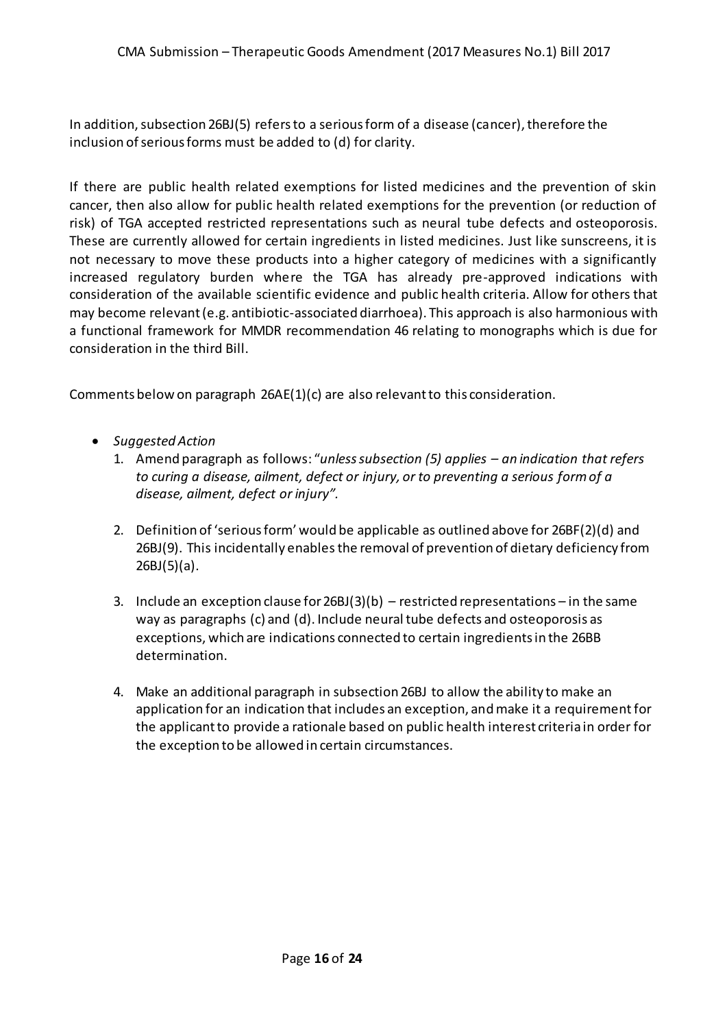In addition, subsection 26BJ(5) refers to a serious form of a disease (cancer), therefore the inclusion of serious forms must be added to (d) for clarity.

If there are public health related exemptions for listed medicines and the prevention of skin cancer, then also allow for public health related exemptions for the prevention (or reduction of risk) of TGA accepted restricted representations such as neural tube defects and osteoporosis. These are currently allowed for certain ingredients in listed medicines. Just like sunscreens, it is not necessary to move these products into a higher category of medicines with a significantly increased regulatory burden where the TGA has already pre-approved indications with consideration of the available scientific evidence and public health criteria. Allow for others that may become relevant (e.g. antibiotic-associated diarrhoea). This approach is also harmonious with a functional framework for MMDR recommendation 46 relating to monographs which is due for consideration in the third Bill.

Comments below on paragraph 26AE(1)(c) are also relevant to this consideration.

- *Suggested Action*
  1. Amend paragraph as follows: "*unless subsection (5) applies – an indication that refers to curing a disease, ailment, defect or injury, or to preventing a serious form of a disease, ailment, defect or injury".*
  2. Definition of 'serious form' would be applicable as outlined above for 26BF(2)(d) and 26BJ(9). This incidentally enables the removal of prevention of dietary deficiency from 26BJ(5)(a).
  3. Include an exception clause for 26BJ(3)(b) – restricted representations – in the same way as paragraphs (c) and (d). Include neural tube defects and osteoporosis as exceptions, which are indications connected to certain ingredients in the 26BB determination.
  4. Make an additional paragraph in subsection 26BJ to allow the ability to make an application for an indication that includes an exception, and make it a requirement for the applicant to provide a rationale based on public health interest criteria in order for the exception to be allowed in certain circumstances.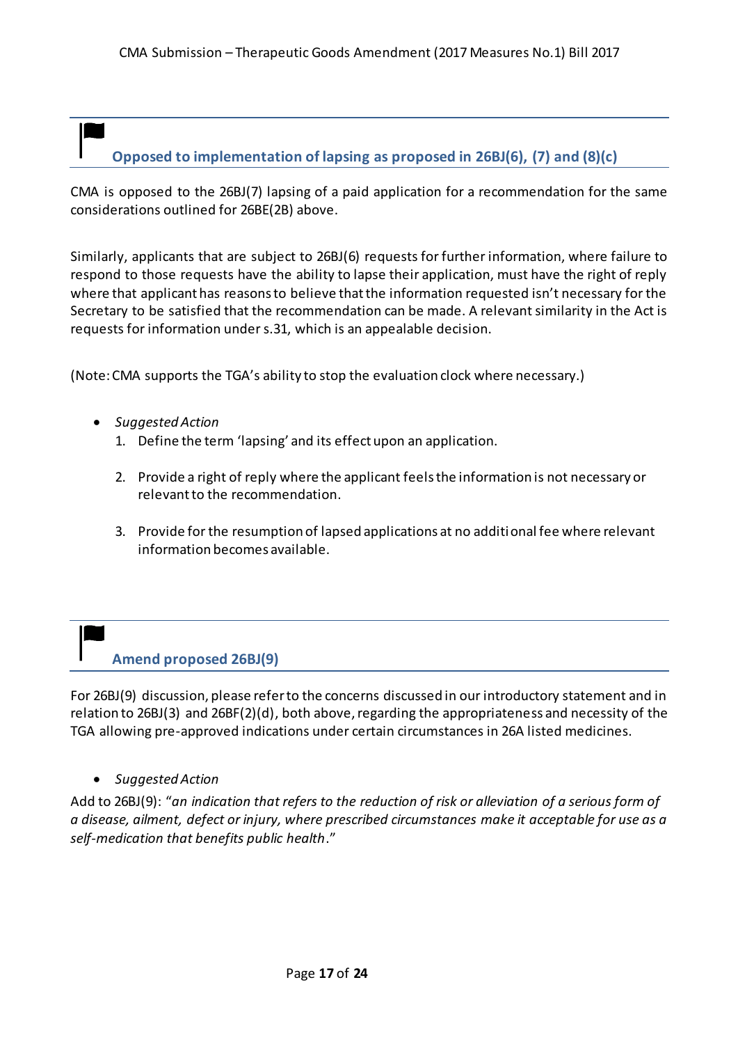## Opposed to implementation of lapsing as proposed in 26BJ(6), (7) and (8)(c)

CMA is opposed to the 26BJ(7) lapsing of a paid application for a recommendation for the same considerations outlined for 26BE(2B) above.

Similarly, applicants that are subject to 26BJ(6) requests for further information, where failure to respond to those requests have the ability to lapse their application, must have the right of reply where that applicant has reasons to believe that the information requested isn't necessary for the Secretary to be satisfied that the recommendation can be made. A relevant similarity in the Act is requests for information under s.31, which is an appealable decision.

(Note: CMA supports the TGA's ability to stop the evaluation clock where necessary.)

- *Suggested Action*
  1. Define the term 'lapsing' and its effect upon an application.
  2. Provide a right of reply where the applicant feels the information is not necessary or relevant to the recommendation.
  3. Provide for the resumption of lapsed applications at no additional fee where relevant information becomes available.

## Amend proposed 26BJ(9)

For 26BJ(9) discussion, please refer to the concerns discussed in our introductory statement and in relation to 26BJ(3) and 26BF(2)(d), both above, regarding the appropriateness and necessity of the TGA allowing pre-approved indications under certain circumstances in 26A listed medicines.

- *Suggested Action*

Add to 26BJ(9): "*an indication that refers to the reduction of risk or alleviation of a serious form of a disease, ailment, defect or injury, where prescribed circumstances make it acceptable for use as a self-medication that benefits public health*."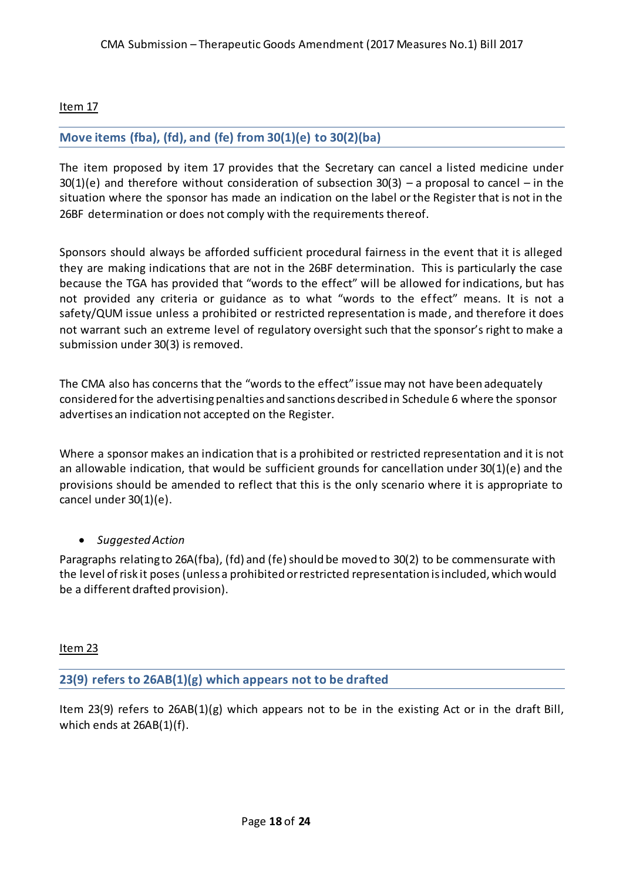Item 17

### Move items (fba), (fd), and (fe) from 30(1)(e) to 30(2)(ba)

The item proposed by item 17 provides that the Secretary can cancel a listed medicine under 30(1)(e) and therefore without consideration of subsection 30(3) – a proposal to cancel – in the situation where the sponsor has made an indication on the label or the Register that is not in the 26BF determination or does not comply with the requirements thereof.

Sponsors should always be afforded sufficient procedural fairness in the event that it is alleged they are making indications that are not in the 26BF determination. This is particularly the case because the TGA has provided that "words to the effect" will be allowed for indications, but has not provided any criteria or guidance as to what "words to the effect" means. It is not a safety/QUM issue unless a prohibited or restricted representation is made, and therefore it does not warrant such an extreme level of regulatory oversight such that the sponsor's right to make a submission under 30(3) is removed.

The CMA also has concerns that the "words to the effect" issue may not have been adequately considered for the advertising penalties and sanctions described in Schedule 6 where the sponsor advertises an indication not accepted on the Register.

Where a sponsor makes an indication that is a prohibited or restricted representation and it is not an allowable indication, that would be sufficient grounds for cancellation under 30(1)(e) and the provisions should be amended to reflect that this is the only scenario where it is appropriate to cancel under 30(1)(e).

- *Suggested Action*

Paragraphs relating to 26A(fba), (fd) and (fe) should be moved to 30(2) to be commensurate with the level of risk it poses (unless a prohibited or restricted representation is included, which would be a different drafted provision).

Item 23

### 23(9) refers to 26AB(1)(g) which appears not to be drafted

Item 23(9) refers to 26AB(1)(g) which appears not to be in the existing Act or in the draft Bill, which ends at 26AB(1)(f).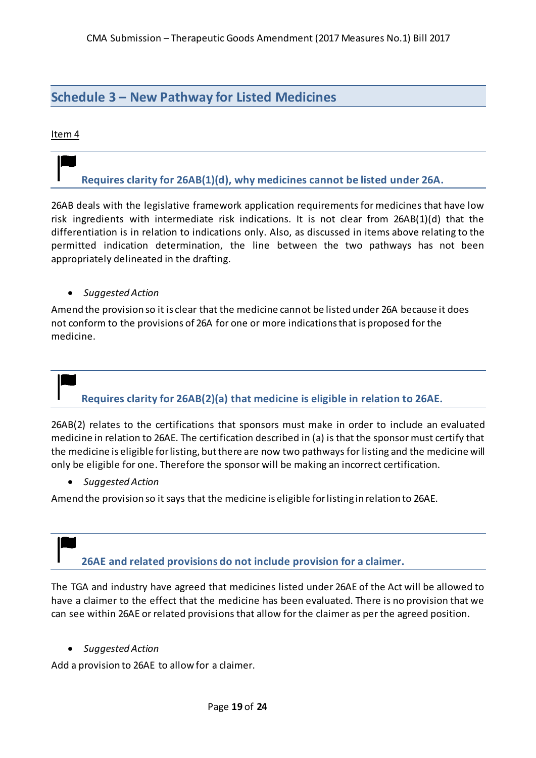## Schedule 3 – New Pathway for Listed Medicines

Item 4

### Requires clarity for 26AB(1)(d), why medicines cannot be listed under 26A.

26AB deals with the legislative framework application requirements for medicines that have low risk ingredients with intermediate risk indications. It is not clear from 26AB(1)(d) that the differentiation is in relation to indications only. Also, as discussed in items above relating to the permitted indication determination, the line between the two pathways has not been appropriately delineated in the drafting.

- *Suggested Action*

Amend the provision so it is clear that the medicine cannot be listed under 26A because it does not conform to the provisions of 26A for one or more indications that is proposed for the medicine.

### Requires clarity for 26AB(2)(a) that medicine is eligible in relation to 26AE.

26AB(2) relates to the certifications that sponsors must make in order to include an evaluated medicine in relation to 26AE. The certification described in (a) is that the sponsor must certify that the medicine is eligible for listing, but there are now two pathways for listing and the medicine will only be eligible for one. Therefore the sponsor will be making an incorrect certification.

- *Suggested Action*

Amend the provision so it says that the medicine is eligible for listing in relation to 26AE.

### 26AE and related provisions do not include provision for a claimer.

The TGA and industry have agreed that medicines listed under 26AE of the Act will be allowed to have a claimer to the effect that the medicine has been evaluated. There is no provision that we can see within 26AE or related provisions that allow for the claimer as per the agreed position.

- *Suggested Action*

Add a provision to 26AE to allow for a claimer.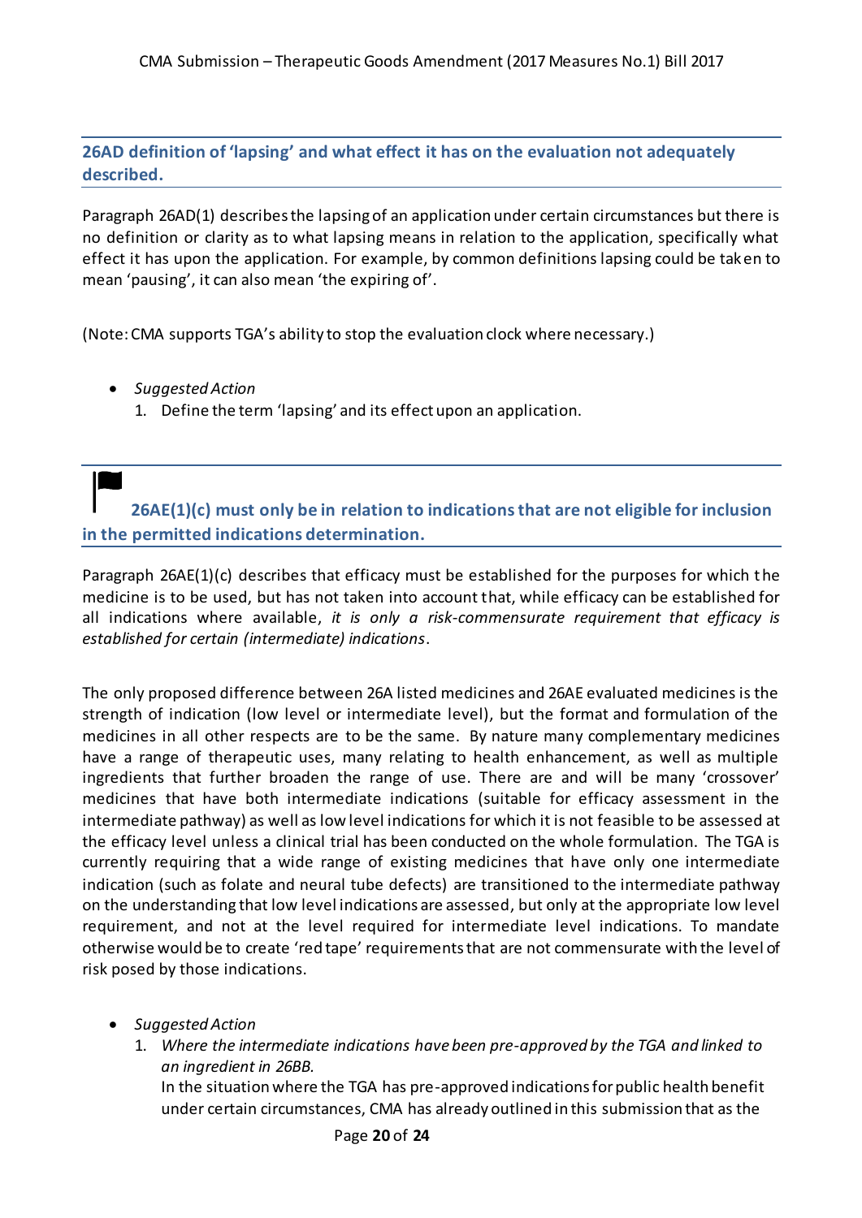## 26AD definition of 'lapsing' and what effect it has on the evaluation not adequately described.

Paragraph 26AD(1) describes the lapsing of an application under certain circumstances but there is no definition or clarity as to what lapsing means in relation to the application, specifically what effect it has upon the application. For example, by common definitions lapsing could be taken to mean 'pausing', it can also mean 'the expiring of'.

(Note: CMA supports TGA's ability to stop the evaluation clock where necessary.)

- *Suggested Action*
  1. Define the term 'lapsing' and its effect upon an application.

## 26AE(1)(c) must only be in relation to indications that are not eligible for inclusion in the permitted indications determination.

Paragraph 26AE(1)(c) describes that efficacy must be established for the purposes for which the medicine is to be used, but has not taken into account that, while efficacy can be established for all indications where available, *it is only a risk-commensurate requirement that efficacy is established for certain (intermediate) indications*.

The only proposed difference between 26A listed medicines and 26AE evaluated medicines is the strength of indication (low level or intermediate level), but the format and formulation of the medicines in all other respects are to be the same. By nature many complementary medicines have a range of therapeutic uses, many relating to health enhancement, as well as multiple ingredients that further broaden the range of use. There are and will be many 'crossover' medicines that have both intermediate indications (suitable for efficacy assessment in the intermediate pathway) as well as low level indications for which it is not feasible to be assessed at the efficacy level unless a clinical trial has been conducted on the whole formulation. The TGA is currently requiring that a wide range of existing medicines that have only one intermediate indication (such as folate and neural tube defects) are transitioned to the intermediate pathway on the understanding that low level indications are assessed, but only at the appropriate low level requirement, and not at the level required for intermediate level indications. To mandate otherwise would be to create 'red tape' requirements that are not commensurate with the level of risk posed by those indications.

- *Suggested Action*
  1. *Where the intermediate indications have been pre-approved by the TGA and linked to an ingredient in 26BB.*
     In the situation where the TGA has pre-approved indications for public health benefit under certain circumstances, CMA has already outlined in this submission that as the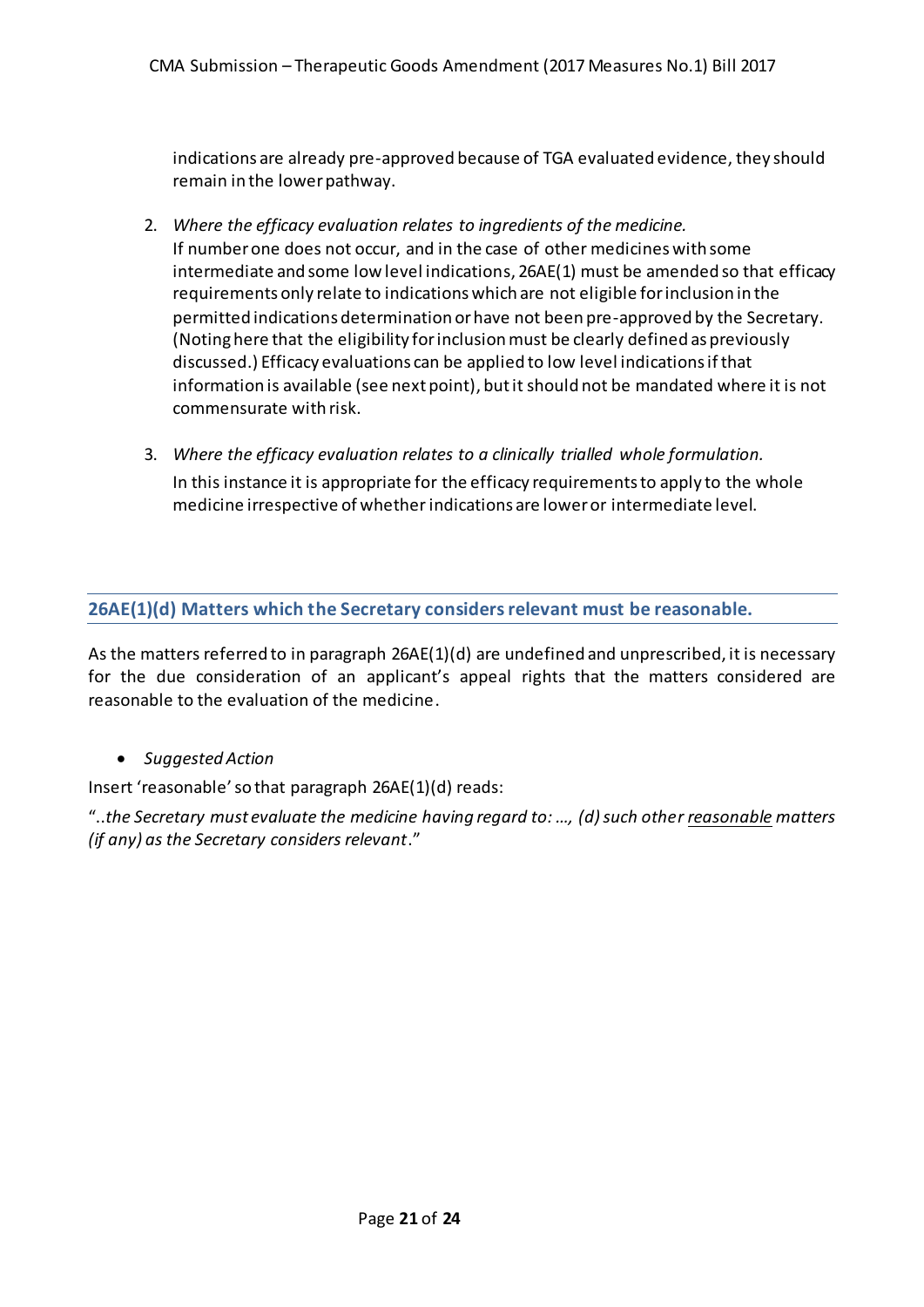indications are already pre-approved because of TGA evaluated evidence, they should remain in the lower pathway.

2. *Where the efficacy evaluation relates to ingredients of the medicine.*
   If number one does not occur, and in the case of other medicines with some intermediate and some low level indications, 26AE(1) must be amended so that efficacy requirements only relate to indications which are not eligible for inclusion in the permitted indications determination or have not been pre-approved by the Secretary. (Noting here that the eligibility for inclusion must be clearly defined as previously discussed.) Efficacy evaluations can be applied to low level indications if that information is available (see next point), but it should not be mandated where it is not commensurate with risk.

3. *Where the efficacy evaluation relates to a clinically trialled whole formulation.*
   In this instance it is appropriate for the efficacy requirements to apply to the whole medicine irrespective of whether indications are lower or intermediate level.

## 26AE(1)(d) Matters which the Secretary considers relevant must be reasonable.

As the matters referred to in paragraph 26AE(1)(d) are undefined and unprescribed, it is necessary for the due consideration of an applicant's appeal rights that the matters considered are reasonable to the evaluation of the medicine.

- *Suggested Action*

Insert 'reasonable' so that paragraph 26AE(1)(d) reads:

"..*the Secretary must evaluate the medicine having regard to: …, (d) such other reasonable matters (if any) as the Secretary considers relevant*."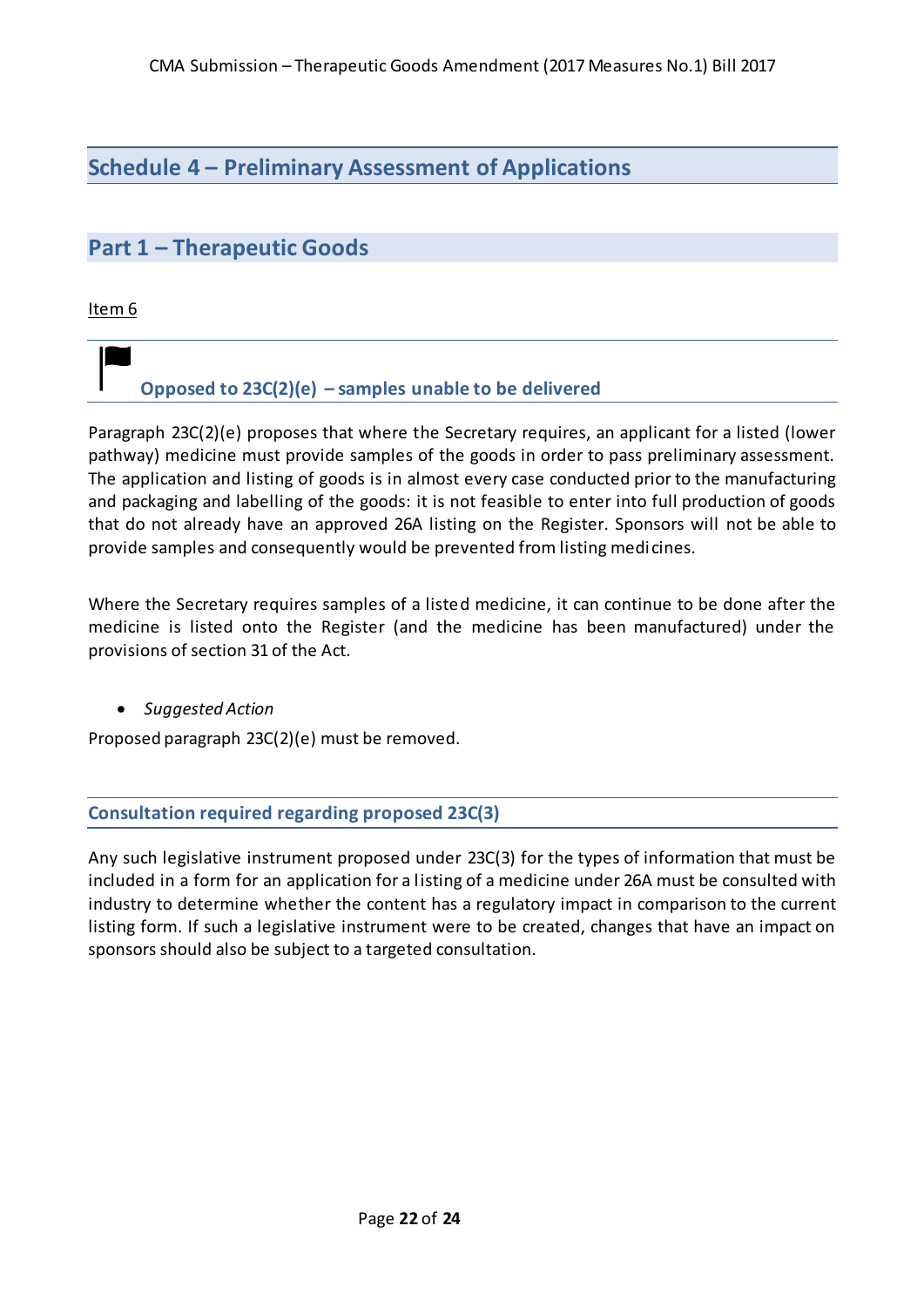## Schedule 4 – Preliminary Assessment of Applications

### Part 1 – Therapeutic Goods

Item 6

#### Opposed to 23C(2)(e) – samples unable to be delivered

Paragraph 23C(2)(e) proposes that where the Secretary requires, an applicant for a listed (lower pathway) medicine must provide samples of the goods in order to pass preliminary assessment. The application and listing of goods is in almost every case conducted prior to the manufacturing and packaging and labelling of the goods: it is not feasible to enter into full production of goods that do not already have an approved 26A listing on the Register. Sponsors will not be able to provide samples and consequently would be prevented from listing medicines.

Where the Secretary requires samples of a listed medicine, it can continue to be done after the medicine is listed onto the Register (and the medicine has been manufactured) under the provisions of section 31 of the Act.

- *Suggested Action*

Proposed paragraph 23C(2)(e) must be removed.

#### Consultation required regarding proposed 23C(3)

Any such legislative instrument proposed under 23C(3) for the types of information that must be included in a form for an application for a listing of a medicine under 26A must be consulted with industry to determine whether the content has a regulatory impact in comparison to the current listing form. If such a legislative instrument were to be created, changes that have an impact on sponsors should also be subject to a targeted consultation.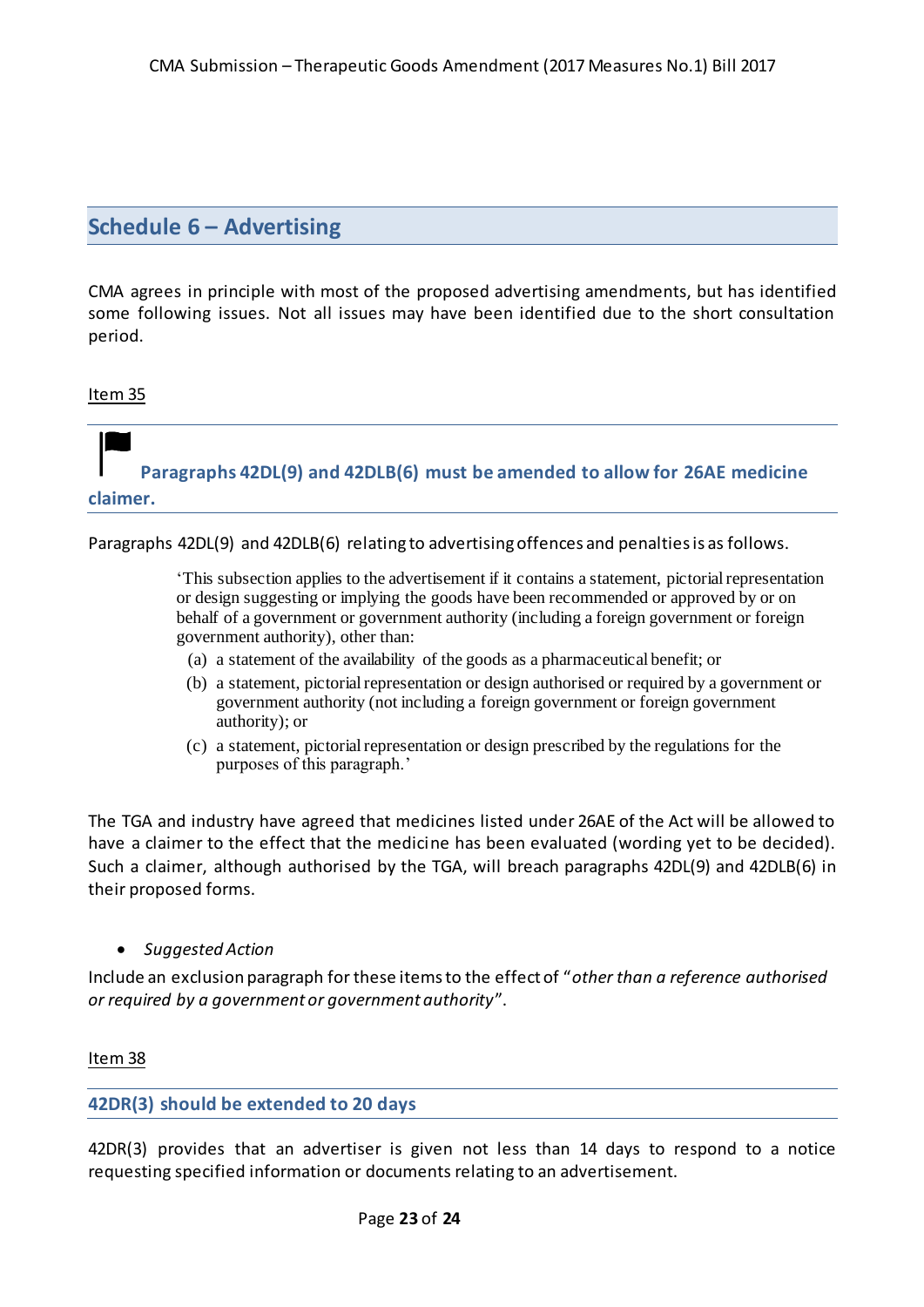## Schedule 6 – Advertising

CMA agrees in principle with most of the proposed advertising amendments, but has identified some following issues. Not all issues may have been identified due to the short consultation period.

Item 35

### Paragraphs 42DL(9) and 42DLB(6) must be amended to allow for 26AE medicine claimer.

Paragraphs 42DL(9) and 42DLB(6) relating to advertising offences and penalties is as follows.

> 'This subsection applies to the advertisement if it contains a statement, pictorial representation or design suggesting or implying the goods have been recommended or approved by or on behalf of a government or government authority (including a foreign government or foreign government authority), other than:
>
> (a) a statement of the availability of the goods as a pharmaceutical benefit; or
>
> (b) a statement, pictorial representation or design authorised or required by a government or government authority (not including a foreign government or foreign government authority); or
>
> (c) a statement, pictorial representation or design prescribed by the regulations for the purposes of this paragraph.'

The TGA and industry have agreed that medicines listed under 26AE of the Act will be allowed to have a claimer to the effect that the medicine has been evaluated (wording yet to be decided). Such a claimer, although authorised by the TGA, will breach paragraphs 42DL(9) and 42DLB(6) in their proposed forms.

- *Suggested Action*

Include an exclusion paragraph for these items to the effect of "*other than a reference authorised or required by a government or government authority*".

Item 38

### 42DR(3) should be extended to 20 days

42DR(3) provides that an advertiser is given not less than 14 days to respond to a notice requesting specified information or documents relating to an advertisement.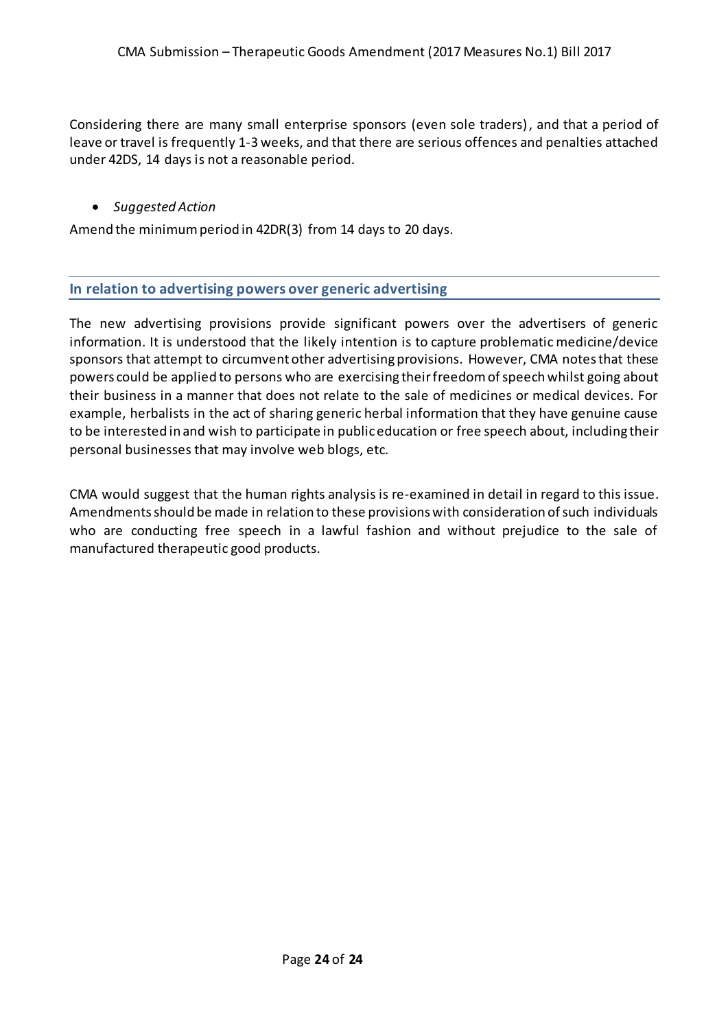Considering there are many small enterprise sponsors (even sole traders), and that a period of leave or travel is frequently 1-3 weeks, and that there are serious offences and penalties attached under 42DS, 14 days is not a reasonable period.

- *Suggested Action*

Amend the minimum period in 42DR(3) from 14 days to 20 days.

## In relation to advertising powers over generic advertising

The new advertising provisions provide significant powers over the advertisers of generic information. It is understood that the likely intention is to capture problematic medicine/device sponsors that attempt to circumvent other advertising provisions. However, CMA notes that these powers could be applied to persons who are exercising their freedom of speech whilst going about their business in a manner that does not relate to the sale of medicines or medical devices. For example, herbalists in the act of sharing generic herbal information that they have genuine cause to be interested in and wish to participate in public education or free speech about, including their personal businesses that may involve web blogs, etc.

CMA would suggest that the human rights analysis is re-examined in detail in regard to this issue. Amendments should be made in relation to these provisions with consideration of such individuals who are conducting free speech in a lawful fashion and without prejudice to the sale of manufactured therapeutic good products.